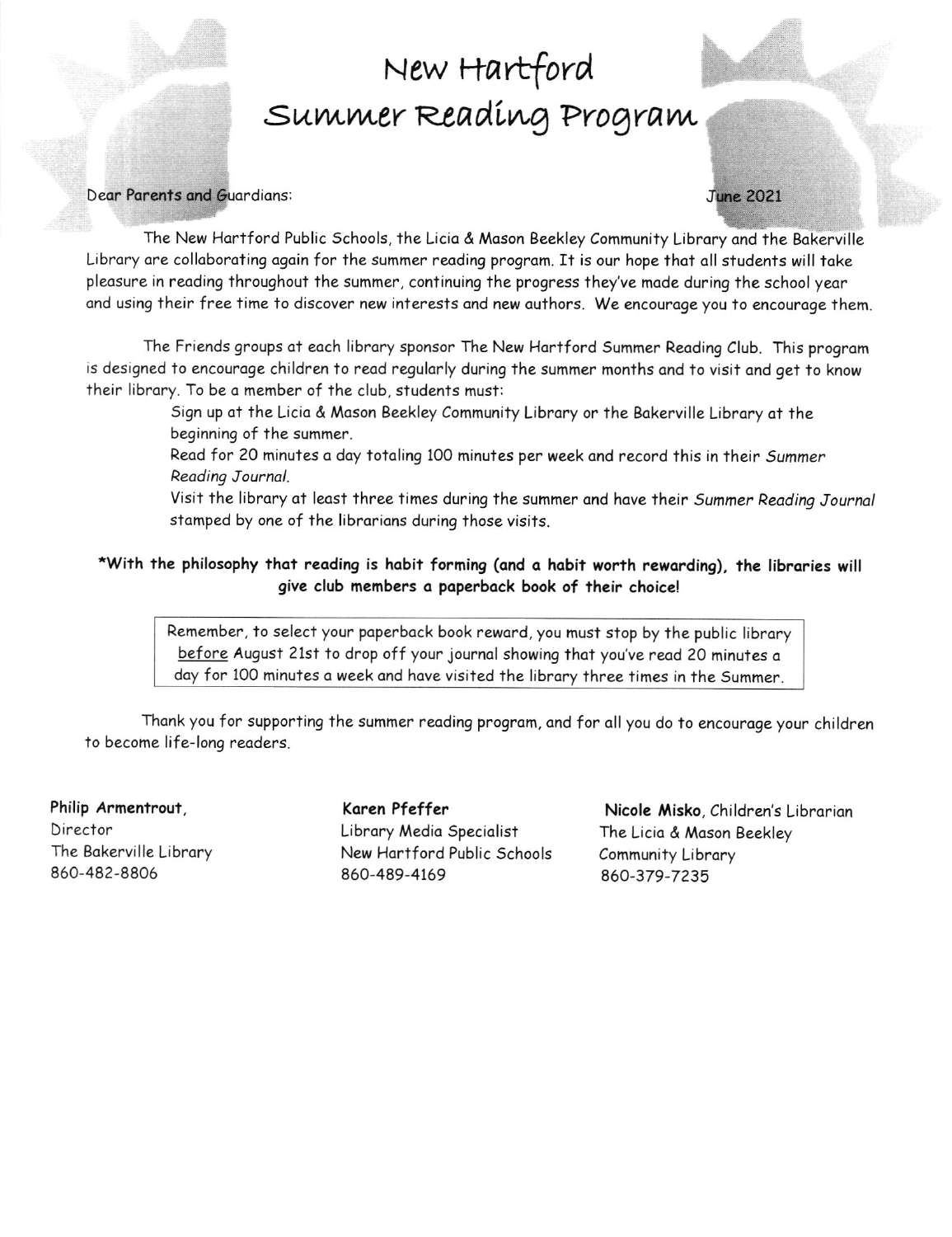# New Hartford Summer Reading Program

Dear Parents and Guardians: June 2021

The New Hartford Public Schools, the Licia & Mason Beekley Community Library and the Bakerville Library are collaborating again for the summer reading program. It is our hope that all students will take pleasure in reading throughout the summer, continuing the progress they've made during the school year and using their free time to discover new interests and new authors. We encourage you to encourage them.

The Friends groups at each library sponsor The New Hartford Summer Reading Club. This program is designed to encourage children to read regularly during the summer months and to visit and get to know their library. To be a member of the club, students must:

- Sign up at the Licia & Mason Beekley Community Library or the Bakerville Library at the beginning of the summer.
- Read for 20 minutes a day totaling 100 minutes per week and record this in their *Summer Reading Journal.*
- Visit the library at least three times during the summer and have their *Summer Reading Journal* stamped by one of the librarians during those visits.

**\*With the philosophy that reading is habit forming (and a habit worth rewarding), the libraries will give club members a paperback book of their choice!**

> Remember, to select your paperback book reward, you must stop by the public library <u>before</u> August 21st to drop off your journal showing that you've read 20 minutes a day for 100 minutes a week and have visited the library three times in the Summer.

Thank you for supporting the summer reading program, and for all you do to encourage your children to become life-long readers.

**Philip Armentrout,**
Director
The Bakerville Library
860-482-8806

**Karen Pfeffer**
Library Media Specialist
New Hartford Public Schools
860-489-4169

**Nicole Misko**, Children's Librarian
The Licia & Mason Beekley
Community Library
860-379-7235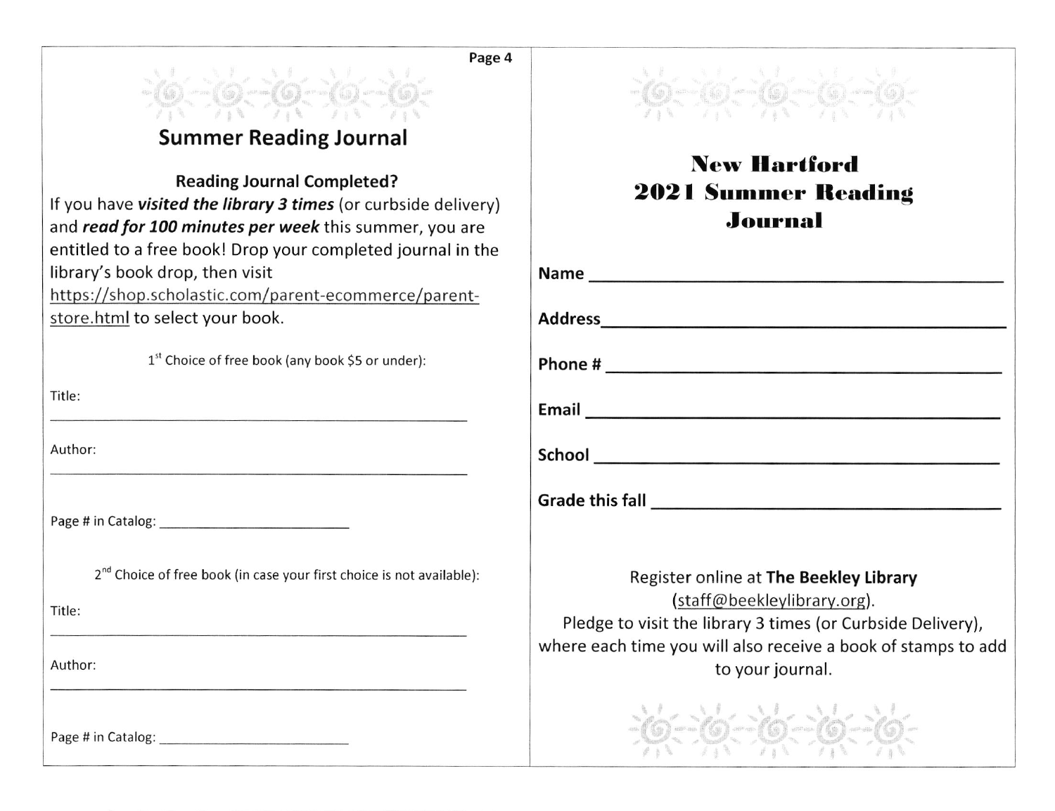## Summer Reading Journal

**Reading Journal Completed?**

If you have ***visited the library 3 times*** (or curbside delivery) and ***read for 100 minutes per week*** this summer, you are entitled to a free book! Drop your completed journal in the library's book drop, then visit https://shop.scholastic.com/parent-ecommerce/parent-store.html to select your book.

1st Choice of free book (any book $5 or under):

Title: ______________________________

Author: ______________________________

Page # in Catalog: ______________

2nd Choice of free book (in case your first choice is not available):

Title: ______________________________

Author: ______________________________

Page # in Catalog: ______________

# New Hartford 2021 Summer Reading Journal

**Name** ______________________________

**Address** ______________________________

**Phone #** ______________________________

**Email** ______________________________

**School** ______________________________

**Grade this fall** ______________________________

Register online at **The Beekley Library** (staff@beekleylibrary.org).

Pledge to visit the library 3 times (or Curbside Delivery), where each time you will also receive a book of stamps to add to your journal.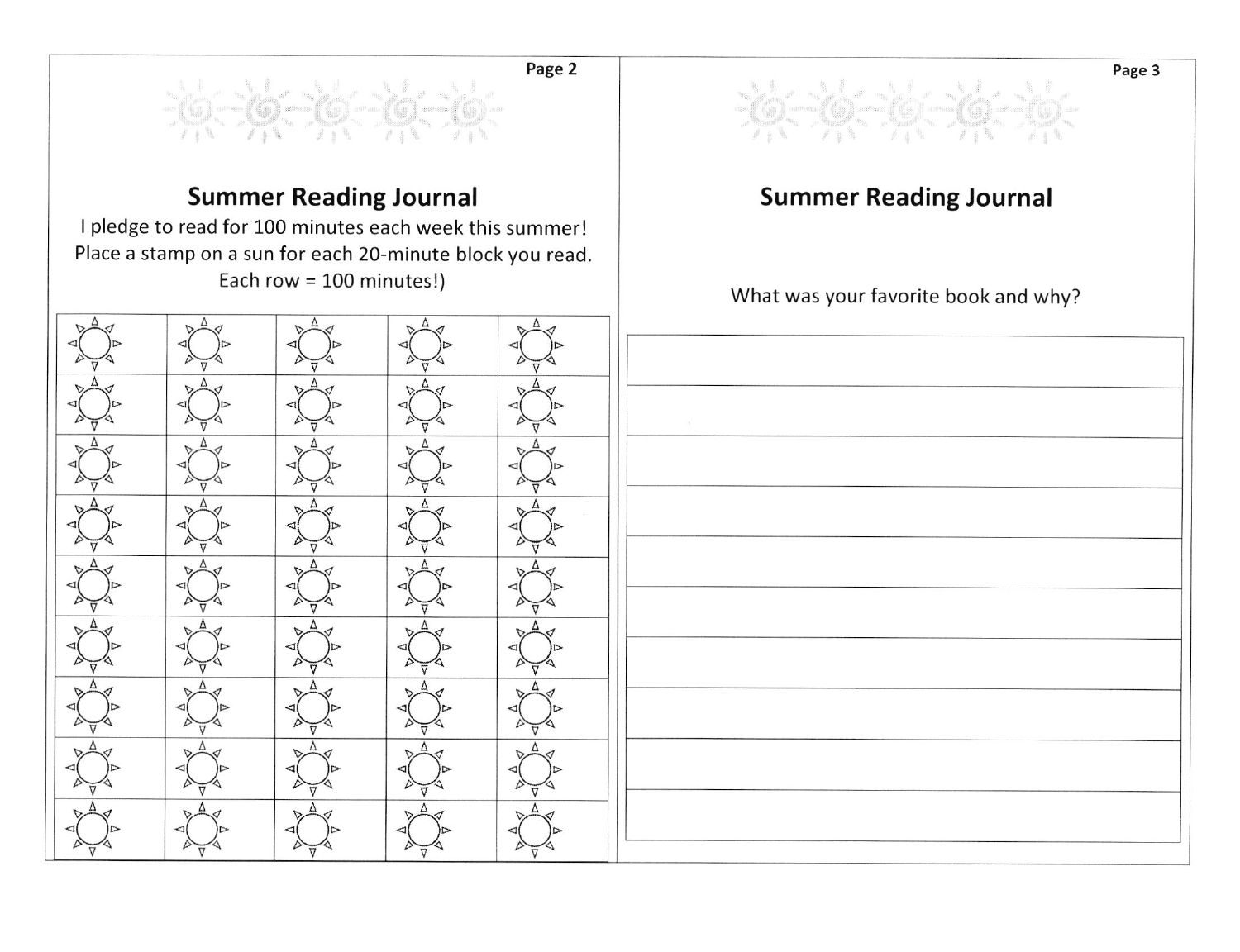## Summer Reading Journal

I pledge to read for 100 minutes each week this summer!
Place a stamp on a sun for each 20-minute block you read.
Each row = 100 minutes!)

| | | | | |
|---|---|---|---|---|
| | | | | |
| | | | | |
| | | | | |
| | | | | |
| | | | | |
| | | | | |
| | | | | |
| | | | | |
| | | | | |

## Summer Reading Journal

What was your favorite book and why?